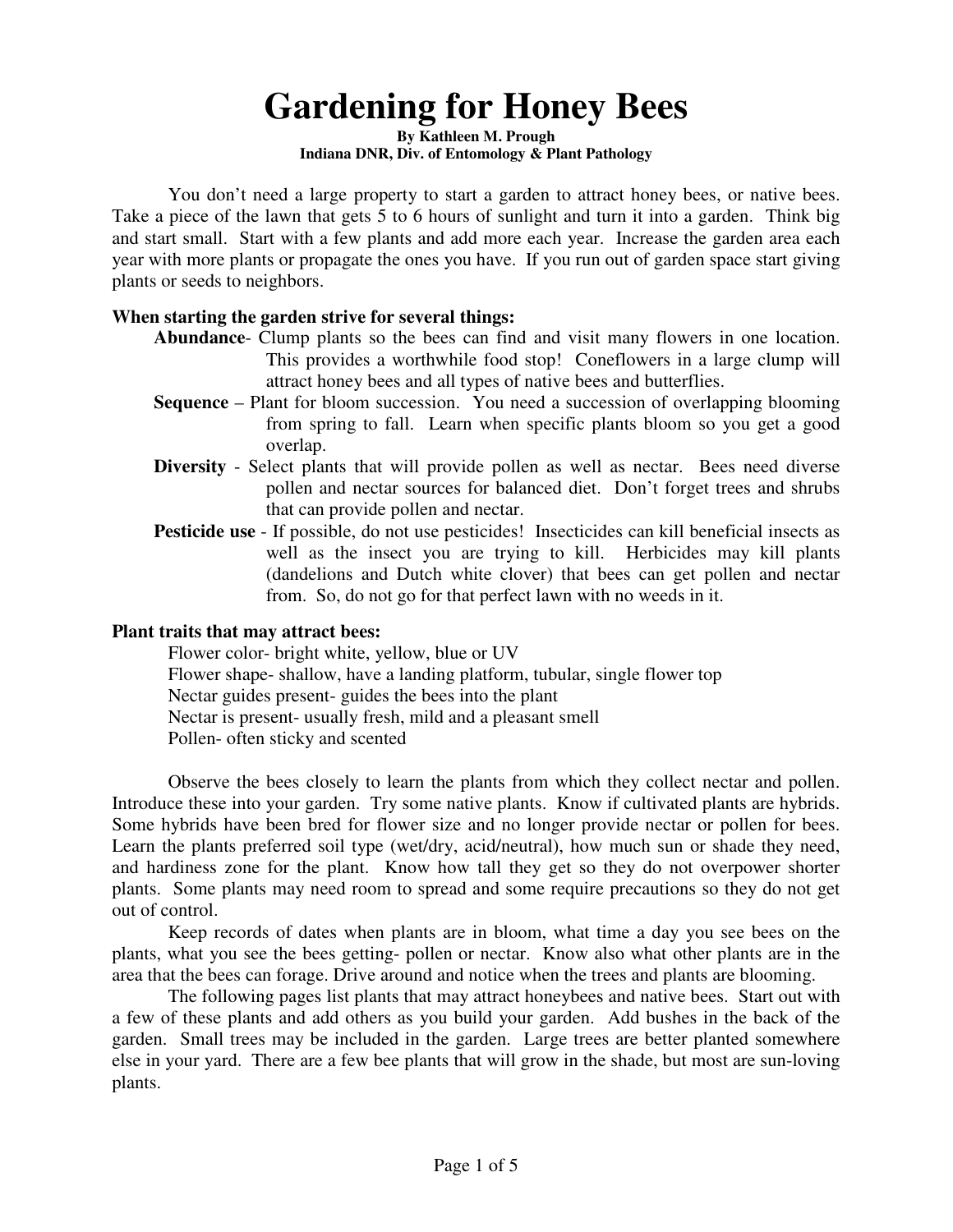# Gardening for Honey Bees

**By Kathleen M. Prough**
**Indiana DNR, Div. of Entomology & Plant Pathology**

You don't need a large property to start a garden to attract honey bees, or native bees. Take a piece of the lawn that gets 5 to 6 hours of sunlight and turn it into a garden. Think big and start small. Start with a few plants and add more each year. Increase the garden area each year with more plants or propagate the ones you have. If you run out of garden space start giving plants or seeds to neighbors.

**When starting the garden strive for several things:**

- **Abundance**- Clump plants so the bees can find and visit many flowers in one location. This provides a worthwhile food stop! Coneflowers in a large clump will attract honey bees and all types of native bees and butterflies.
- **Sequence** – Plant for bloom succession. You need a succession of overlapping blooming from spring to fall. Learn when specific plants bloom so you get a good overlap.
- **Diversity** - Select plants that will provide pollen as well as nectar. Bees need diverse pollen and nectar sources for balanced diet. Don't forget trees and shrubs that can provide pollen and nectar.
- **Pesticide use** - If possible, do not use pesticides! Insecticides can kill beneficial insects as well as the insect you are trying to kill. Herbicides may kill plants (dandelions and Dutch white clover) that bees can get pollen and nectar from. So, do not go for that perfect lawn with no weeds in it.

**Plant traits that may attract bees:**

- Flower color- bright white, yellow, blue or UV
- Flower shape- shallow, have a landing platform, tubular, single flower top
- Nectar guides present- guides the bees into the plant
- Nectar is present- usually fresh, mild and a pleasant smell
- Pollen- often sticky and scented

Observe the bees closely to learn the plants from which they collect nectar and pollen. Introduce these into your garden. Try some native plants. Know if cultivated plants are hybrids. Some hybrids have been bred for flower size and no longer provide nectar or pollen for bees. Learn the plants preferred soil type (wet/dry, acid/neutral), how much sun or shade they need, and hardiness zone for the plant. Know how tall they get so they do not overpower shorter plants. Some plants may need room to spread and some require precautions so they do not get out of control.

Keep records of dates when plants are in bloom, what time a day you see bees on the plants, what you see the bees getting- pollen or nectar. Know also what other plants are in the area that the bees can forage. Drive around and notice when the trees and plants are blooming.

The following pages list plants that may attract honeybees and native bees. Start out with a few of these plants and add others as you build your garden. Add bushes in the back of the garden. Small trees may be included in the garden. Large trees are better planted somewhere else in your yard. There are a few bee plants that will grow in the shade, but most are sun-loving plants.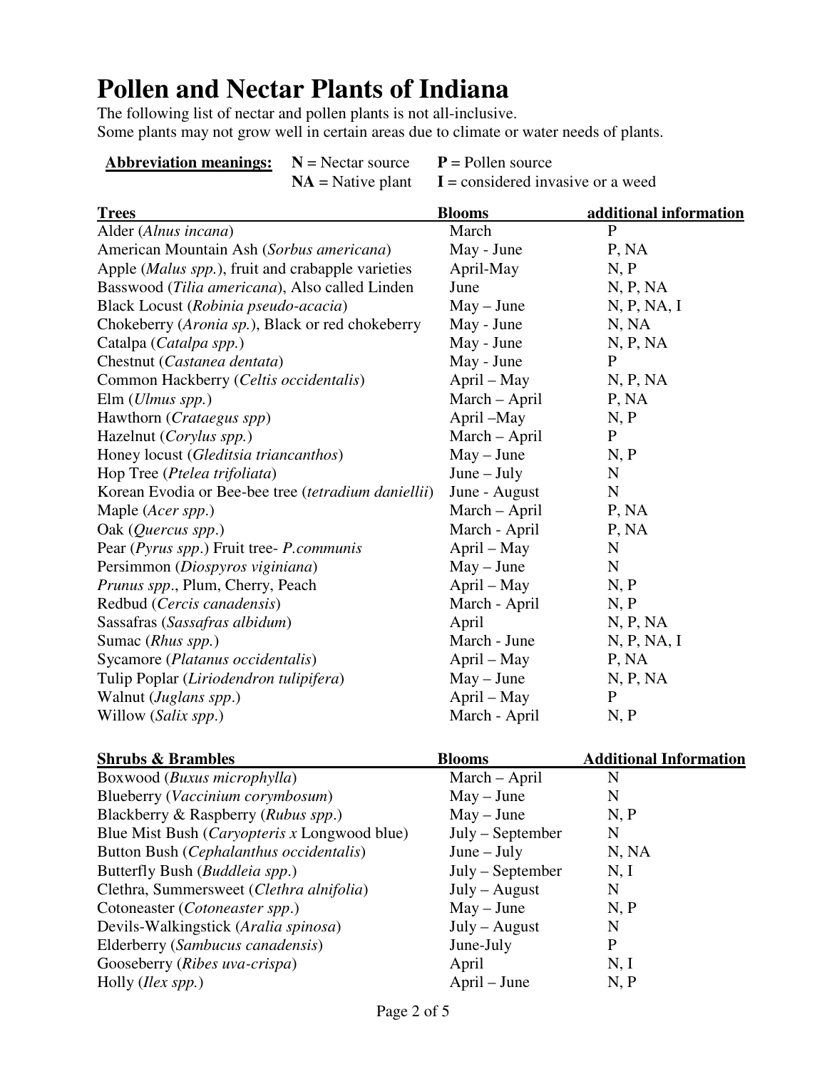# Pollen and Nectar Plants of Indiana

The following list of nectar and pollen plants is not all-inclusive.
Some plants may not grow well in certain areas due to climate or water needs of plants.

**Abbreviation meanings:** **N** = Nectar source **P** = Pollen source
**NA** = Native plant **I** = considered invasive or a weed

| Trees | Blooms | additional information |
|---|---|---|
| Alder (*Alnus incana*) | March | P |
| American Mountain Ash (*Sorbus americana*) | May - June | P, NA |
| Apple (*Malus spp.*), fruit and crabapple varieties | April-May | N, P |
| Basswood (*Tilia americana*), Also called Linden | June | N, P, NA |
| Black Locust (*Robinia pseudo-acacia*) | May – June | N, P, NA, I |
| Chokeberry (*Aronia sp.*), Black or red chokeberry | May - June | N, NA |
| Catalpa (*Catalpa spp.*) | May - June | N, P, NA |
| Chestnut (*Castanea dentata*) | May - June | P |
| Common Hackberry (*Celtis occidentalis*) | April – May | N, P, NA |
| Elm (*Ulmus spp.*) | March – April | P, NA |
| Hawthorn (*Crataegus spp*) | April –May | N, P |
| Hazelnut (*Corylus spp.*) | March – April | P |
| Honey locust (*Gleditsia triancanthos*) | May – June | N, P |
| Hop Tree (*Ptelea trifoliata*) | June – July | N |
| Korean Evodia or Bee-bee tree (*tetradium daniellii*) | June - August | N |
| Maple (*Acer spp.*) | March – April | P, NA |
| Oak (*Quercus spp.*) | March - April | P, NA |
| Pear (*Pyrus spp.*) Fruit tree- *P.communis* | April – May | N |
| Persimmon (*Diospyros viginiana*) | May – June | N |
| *Prunus spp*., Plum, Cherry, Peach | April – May | N, P |
| Redbud (*Cercis canadensis*) | March - April | N, P |
| Sassafras (*Sassafras albidum*) | April | N, P, NA |
| Sumac (*Rhus spp.*) | March - June | N, P, NA, I |
| Sycamore (*Platanus occidentalis*) | April – May | P, NA |
| Tulip Poplar (*Liriodendron tulipifera*) | May – June | N, P, NA |
| Walnut (*Juglans spp.*) | April – May | P |
| Willow (*Salix spp.*) | March - April | N, P |

| Shrubs & Brambles | Blooms | Additional Information |
|---|---|---|
| Boxwood (*Buxus microphylla*) | March – April | N |
| Blueberry (*Vaccinium corymbosum*) | May – June | N |
| Blackberry & Raspberry (*Rubus spp.*) | May – June | N, P |
| Blue Mist Bush (*Caryopteris x* Longwood blue) | July – September | N |
| Button Bush (*Cephalanthus occidentalis*) | June – July | N, NA |
| Butterfly Bush (*Buddleia spp*.) | July – September | N, I |
| Clethra, Summersweet (*Clethra alnifolia*) | July – August | N |
| Cotoneaster (*Cotoneaster spp.*) | May – June | N, P |
| Devils-Walkingstick (*Aralia spinosa*) | July – August | N |
| Elderberry (*Sambucus canadensis*) | June-July | P |
| Gooseberry (*Ribes uva-crispa*) | April | N, I |
| Holly (*Ilex spp.*) | April – June | N, P |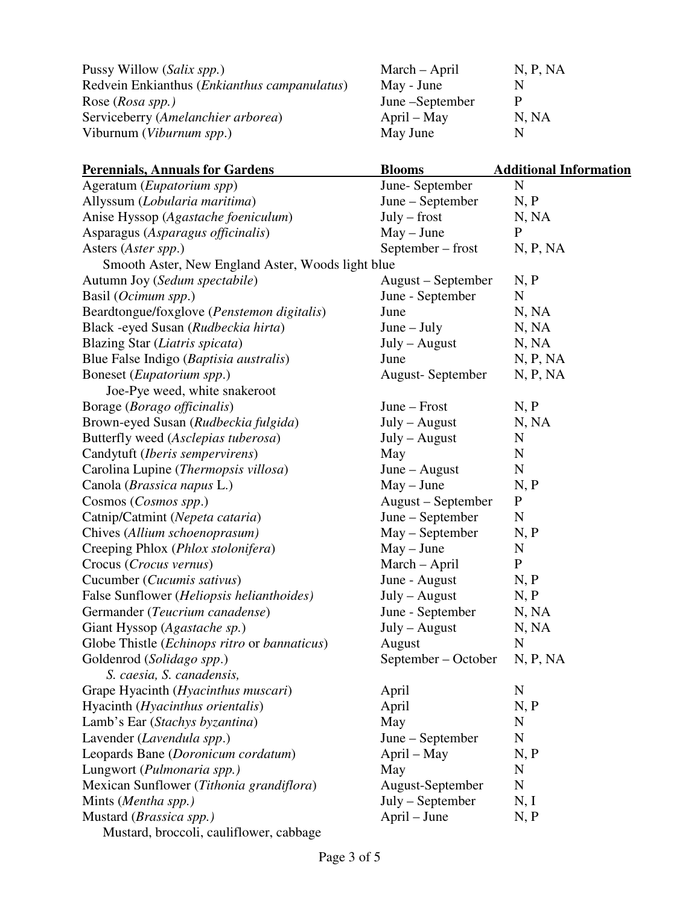| | | |
|---|---|---|
| Pussy Willow (*Salix spp.*) | March – April | N, P, NA |
| Redvein Enkianthus (*Enkianthus campanulatus*) | May - June | N |
| Rose (*Rosa spp.)* | June –September | P |
| Serviceberry (*Amelanchier arborea*) | April – May | N, NA |
| Viburnum (*Viburnum spp*.) | May June | N |

| **Perennials, Annuals for Gardens** | **Blooms** | **Additional Information** |
|---|---|---|
| Ageratum (*Eupatorium spp*) | June- September | N |
| Allyssum (*Lobularia maritima*) | June – September | N, P |
| Anise Hyssop (*Agastache foeniculum*) | July – frost | N, NA |
| Asparagus (*Asparagus officinalis*) | May – June | P |
| Asters (*Aster spp*.) | September – frost | N, P, NA |
| Smooth Aster, New England Aster, Woods light blue | | |
| Autumn Joy (*Sedum spectabile*) | August – September | N, P |
| Basil (*Ocimum spp*.) | June - September | N |
| Beardtongue/foxglove (*Penstemon digitalis*) | June | N, NA |
| Black -eyed Susan (*Rudbeckia hirta*) | June – July | N, NA |
| Blazing Star (*Liatris spicata*) | July – August | N, NA |
| Blue False Indigo (*Baptisia australis*) | June | N, P, NA |
| Boneset (*Eupatorium spp*.) | August- September | N, P, NA |
| Joe-Pye weed, white snakeroot | | |
| Borage (*Borago officinalis*) | June – Frost | N, P |
| Brown-eyed Susan (*Rudbeckia fulgida*) | July – August | N, NA |
| Butterfly weed (*Asclepias tuberosa*) | July – August | N |
| Candytuft (*Iberis sempervirens*) | May | N |
| Carolina Lupine (*Thermopsis villosa*) | June – August | N |
| Canola (*Brassica napus* L.) | May – June | N, P |
| Cosmos (*Cosmos spp*.) | August – September | P |
| Catnip/Catmint (*Nepeta cataria*) | June – September | N |
| Chives (*Allium schoenoprasum)* | May – September | N, P |
| Creeping Phlox (*Phlox stolonifera*) | May – June | N |
| Crocus (*Crocus vernus*) | March – April | P |
| Cucumber (*Cucumis sativus*) | June - August | N, P |
| False Sunflower (*Heliopsis helianthoides)* | July – August | N, P |
| Germander (*Teucrium canadense*) | June - September | N, NA |
| Giant Hyssop (*Agastache sp.*) | July – August | N, NA |
| Globe Thistle (*Echinops ritro* or *bannaticus*) | August | N |
| Goldenrod (*Solidago spp*.) | September – October | N, P, NA |
| *S. caesia, S. canadensis,* | | |
| Grape Hyacinth (*Hyacinthus muscari*) | April | N |
| Hyacinth (*Hyacinthus orientalis*) | April | N, P |
| Lamb's Ear (*Stachys byzantina*) | May | N |
| Lavender (*Lavendula spp*.) | June – September | N |
| Leopards Bane (*Doronicum cordatum*) | April – May | N, P |
| Lungwort (*Pulmonaria spp.)* | May | N |
| Mexican Sunflower (*Tithonia grandiflora*) | August-September | N |
| Mints (*Mentha spp.)* | July – September | N, I |
| Mustard (*Brassica spp.)* | April – June | N, P |
| Mustard, broccoli, cauliflower, cabbage | | |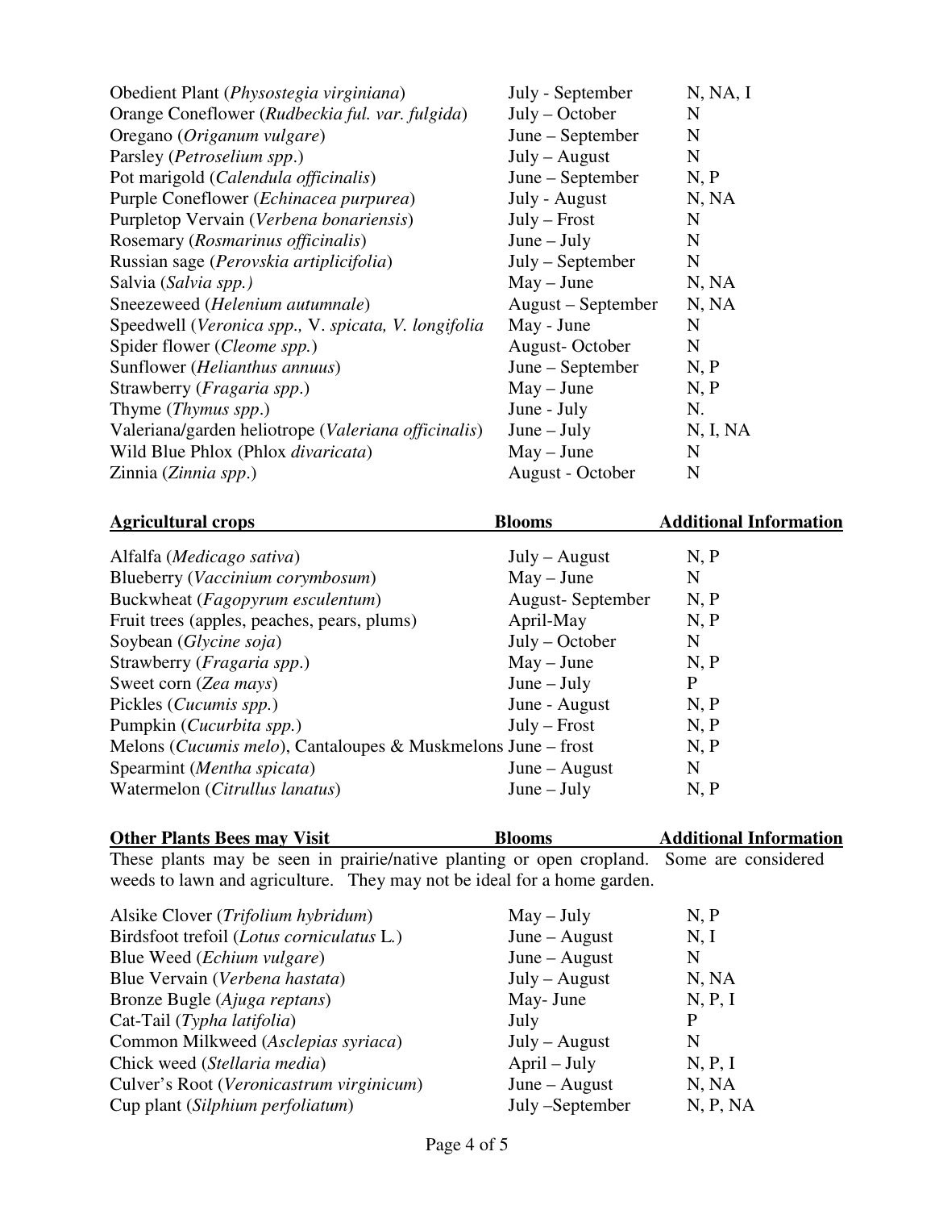| | | |
|---|---|---|
| Obedient Plant (*Physostegia virginiana*) | July - September | N, NA, I |
| Orange Coneflower (*Rudbeckia ful. var. fulgida*) | July – October | N |
| Oregano (*Origanum vulgare*) | June – September | N |
| Parsley (*Petroselium spp*.) | July – August | N |
| Pot marigold (*Calendula officinalis*) | June – September | N, P |
| Purple Coneflower (*Echinacea purpurea*) | July - August | N, NA |
| Purpletop Vervain (*Verbena bonariensis*) | July – Frost | N |
| Rosemary (*Rosmarinus officinalis*) | June – July | N |
| Russian sage (*Perovskia artiplicifolia*) | July – September | N |
| Salvia (*Salvia spp.)* | May – June | N, NA |
| Sneezeweed (*Helenium autumnale*) | August – September | N, NA |
| Speedwell (*Veronica spp.,* V. *spicata, V. longifolia* | May - June | N |
| Spider flower (*Cleome spp.*) | August- October | N |
| Sunflower (*Helianthus annuus*) | June – September | N, P |
| Strawberry (*Fragaria spp*.) | May – June | N, P |
| Thyme (*Thymus spp*.) | June - July | N. |
| Valeriana/garden heliotrope (*Valeriana officinalis*) | June – July | N, I, NA |
| Wild Blue Phlox (Phlox *divaricata*) | May – June | N |
| Zinnia (*Zinnia spp*.) | August - October | N |

| **Agricultural crops** | **Blooms** | **Additional Information** |
|---|---|---|
| Alfalfa (*Medicago sativa*) | July – August | N, P |
| Blueberry (*Vaccinium corymbosum*) | May – June | N |
| Buckwheat (*Fagopyrum esculentum*) | August- September | N, P |
| Fruit trees (apples, peaches, pears, plums) | April-May | N, P |
| Soybean (*Glycine soja*) | July – October | N |
| Strawberry (*Fragaria spp*.) | May – June | N, P |
| Sweet corn (*Zea mays*) | June – July | P |
| Pickles (*Cucumis spp.*) | June - August | N, P |
| Pumpkin (*Cucurbita spp.*) | July – Frost | N, P |
| Melons (*Cucumis melo*), Cantaloupes & Muskmelons | June – frost | N, P |
| Spearmint (*Mentha spicata*) | June – August | N |
| Watermelon (*Citrullus lanatus*) | June – July | N, P |

**Other Plants Bees may Visit** — **Blooms** — **Additional Information**

These plants may be seen in prairie/native planting or open cropland. Some are considered weeds to lawn and agriculture. They may not be ideal for a home garden.

| **Other Plants Bees may Visit** | **Blooms** | **Additional Information** |
|---|---|---|
| Alsike Clover (*Trifolium hybridum*) | May – July | N, P |
| Birdsfoot trefoil (*Lotus corniculatus* L.) | June – August | N, I |
| Blue Weed (*Echium vulgare*) | June – August | N |
| Blue Vervain (*Verbena hastata*) | July – August | N, NA |
| Bronze Bugle (*Ajuga reptans*) | May- June | N, P, I |
| Cat-Tail (*Typha latifolia*) | July | P |
| Common Milkweed (*Asclepias syriaca*) | July – August | N |
| Chick weed (*Stellaria media*) | April – July | N, P, I |
| Culver's Root (*Veronicastrum virginicum*) | June – August | N, NA |
| Cup plant (*Silphium perfoliatum*) | July –September | N, P, NA |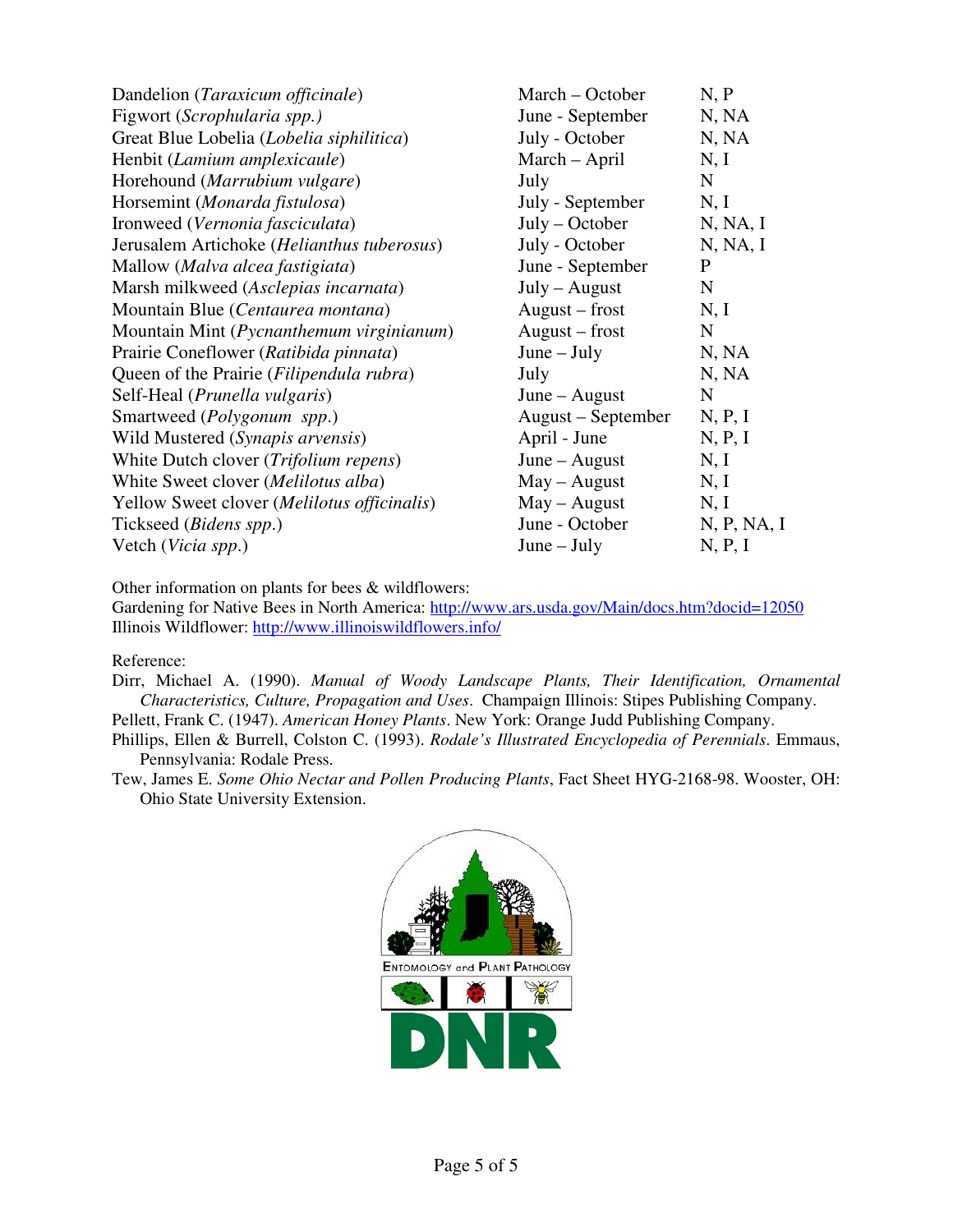| | | |
|---|---|---|
| Dandelion (*Taraxicum officinale*) | March – October | N, P |
| Figwort (*Scrophularia spp.)* | June - September | N, NA |
| Great Blue Lobelia (*Lobelia siphilitica*) | July - October | N, NA |
| Henbit (*Lamium amplexicaule*) | March – April | N, I |
| Horehound (*Marrubium vulgare*) | July | N |
| Horsemint (*Monarda fistulosa*) | July - September | N, I |
| Ironweed (*Vernonia fasciculata*) | July – October | N, NA, I |
| Jerusalem Artichoke (*Helianthus tuberosus*) | July - October | N, NA, I |
| Mallow (*Malva alcea fastigiata*) | June - September | P |
| Marsh milkweed (*Asclepias incarnata*) | July – August | N |
| Mountain Blue (*Centaurea montana*) | August – frost | N, I |
| Mountain Mint (*Pycnanthemum virginianum*) | August – frost | N |
| Prairie Coneflower (*Ratibida pinnata*) | June – July | N, NA |
| Queen of the Prairie (*Filipendula rubra*) | July | N, NA |
| Self-Heal (*Prunella vulgaris*) | June – August | N |
| Smartweed (*Polygonum spp*.) | August – September | N, P, I |
| Wild Mustered (*Synapis arvensis*) | April - June | N, P, I |
| White Dutch clover (*Trifolium repens*) | June – August | N, I |
| White Sweet clover (*Melilotus alba*) | May – August | N, I |
| Yellow Sweet clover (*Melilotus officinalis*) | May – August | N, I |
| Tickseed (*Bidens spp*.) | June - October | N, P, NA, I |
| Vetch (*Vicia spp*.) | June – July | N, P, I |

Other information on plants for bees & wildflowers:
Gardening for Native Bees in North America: http://www.ars.usda.gov/Main/docs.htm?docid=12050
Illinois Wildflower: http://www.illinoiswildflowers.info/

Reference:

Dirr, Michael A. (1990). *Manual of Woody Landscape Plants, Their Identification, Ornamental Characteristics, Culture, Propagation and Uses*. Champaign Illinois: Stipes Publishing Company.

Pellett, Frank C. (1947). *American Honey Plants*. New York: Orange Judd Publishing Company.

Phillips, Ellen & Burrell, Colston C. (1993). *Rodale's Illustrated Encyclopedia of Perennials*. Emmaus, Pennsylvania: Rodale Press.

Tew, James E. *Some Ohio Nectar and Pollen Producing Plants*, Fact Sheet HYG-2168-98. Wooster, OH: Ohio State University Extension.

ENTOMOLOGY and PLANT PATHOLOGY

DNR